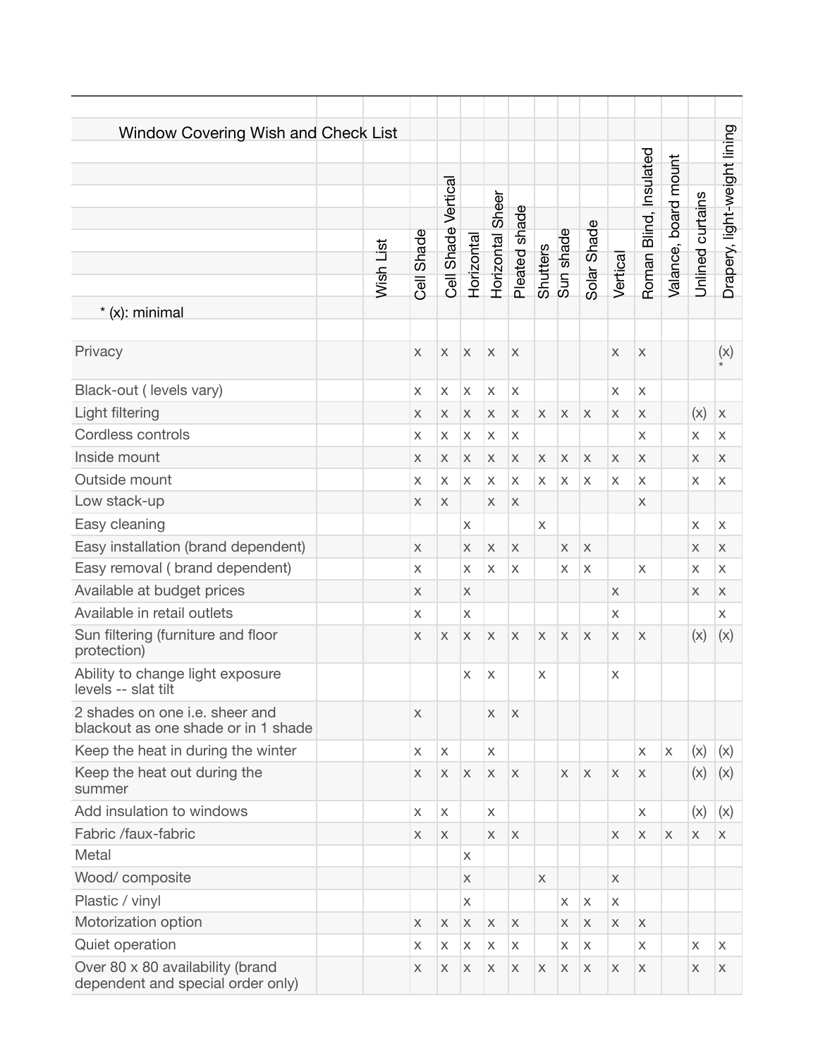# Window Covering Wish and Check List

* (x): minimal

| | Wish List | Cell Shade | Cell Shade Vertical | Horizontal | Horizontal Sheer | Pleated shade | Shutters | Sun shade | Solar Shade | Vertical | Roman Blind, Insulated | Valance, board mount | Unlined curtains | Drapery, light-weight lining |
|---|---|---|---|---|---|---|---|---|---|---|---|---|---|---|
| Privacy | | x | x | x | x | x | | | | x | x | | | (x)* |
| Black-out ( levels vary) | | x | x | x | x | x | | | | x | x | | | |
| Light filtering | | x | x | x | x | x | x | x | x | x | x | | (x) | x |
| Cordless controls | | x | x | x | x | x | | | | | x | | x | x |
| Inside mount | | x | x | x | x | x | x | x | x | x | x | | x | x |
| Outside mount | | x | x | x | x | x | x | x | x | x | x | | x | x |
| Low stack-up | | x | x | | x | x | | | | | x | | | |
| Easy cleaning | | | | x | | | x | | | | | | x | x |
| Easy installation (brand dependent) | | x | | x | x | x | | x | x | | | | x | x |
| Easy removal ( brand dependent) | | x | | x | x | x | | x | x | | x | | x | x |
| Available at budget prices | | x | | x | | | | | | x | | | x | x |
| Available in retail outlets | | x | | x | | | | | | x | | | | x |
| Sun filtering (furniture and floor protection) | | x | x | x | x | x | x | x | x | x | x | | (x) | (x) |
| Ability to change light exposure levels -- slat tilt | | | | x | x | | x | | | x | | | | |
| 2 shades on one i.e. sheer and blackout as one shade or in 1 shade | | x | | | x | x | | | | | | | | |
| Keep the heat in during the winter | | x | x | | x | | | | | | x | x | (x) | (x) |
| Keep the heat out during the summer | | x | x | x | x | x | | x | x | x | x | | (x) | (x) |
| Add insulation to windows | | x | x | | x | | | | | | x | | (x) | (x) |
| Fabric /faux-fabric | | x | x | | x | x | | | | x | x | x | x | x |
| Metal | | | | x | | | | | | | | | | |
| Wood/ composite | | | | x | | | x | | | x | | | | |
| Plastic / vinyl | | | | x | | | | x | x | x | | | | |
| Motorization option | | x | x | x | x | x | | x | x | x | x | | | |
| Quiet operation | | x | x | x | x | x | | x | x | | x | | x | x |
| Over 80 x 80 availability (brand dependent and special order only) | | x | x | x | x | x | x | x | x | x | x | | x | x |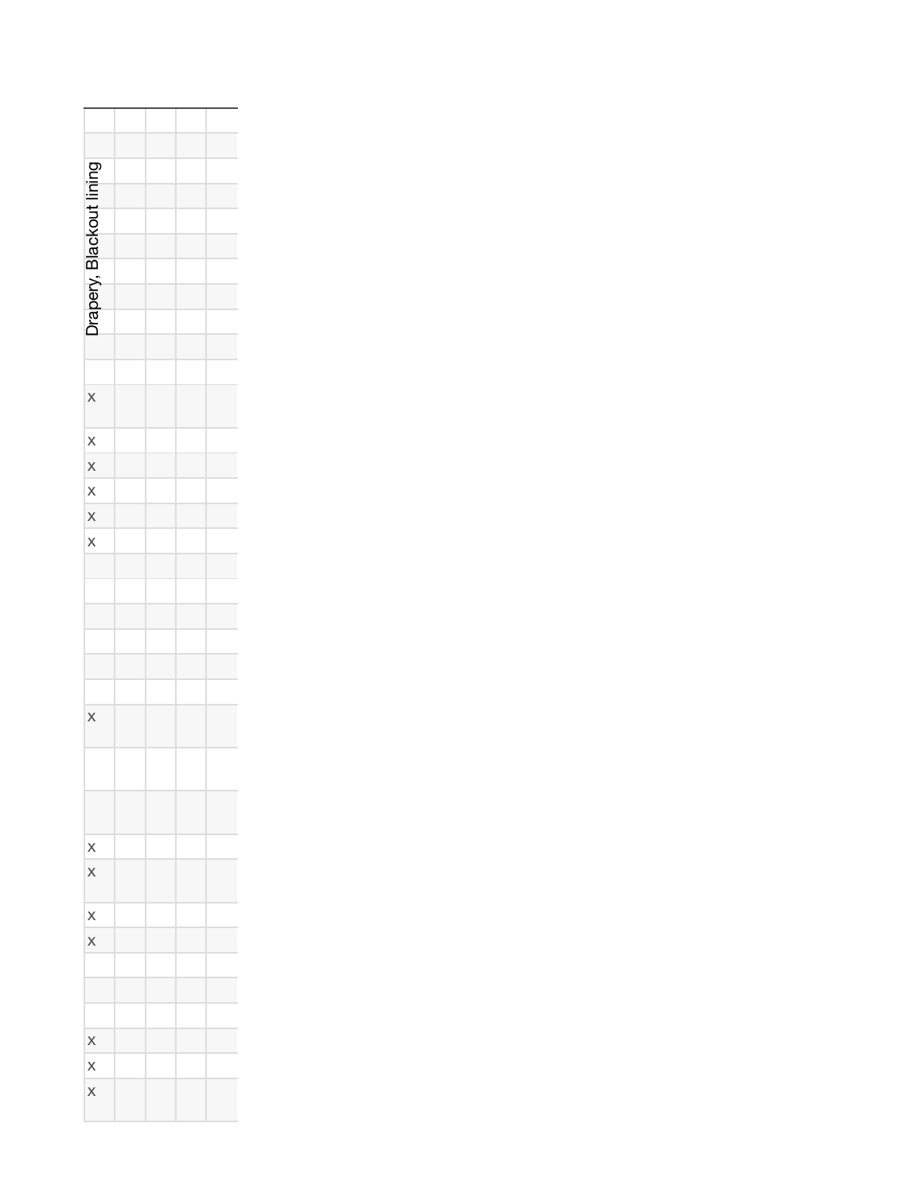| Drapery, Blackout lining | | | | |
|---|---|---|---|---|
| | | | | |
| x | | | | |
| x | | | | |
| x | | | | |
| x | | | | |
| x | | | | |
| x | | | | |
| | | | | |
| | | | | |
| | | | | |
| | | | | |
| | | | | |
| | | | | |
| x | | | | |
| | | | | |
| | | | | |
| x | | | | |
| x | | | | |
| x | | | | |
| x | | | | |
| | | | | |
| | | | | |
| | | | | |
| x | | | | |
| x | | | | |
| x | | | | |